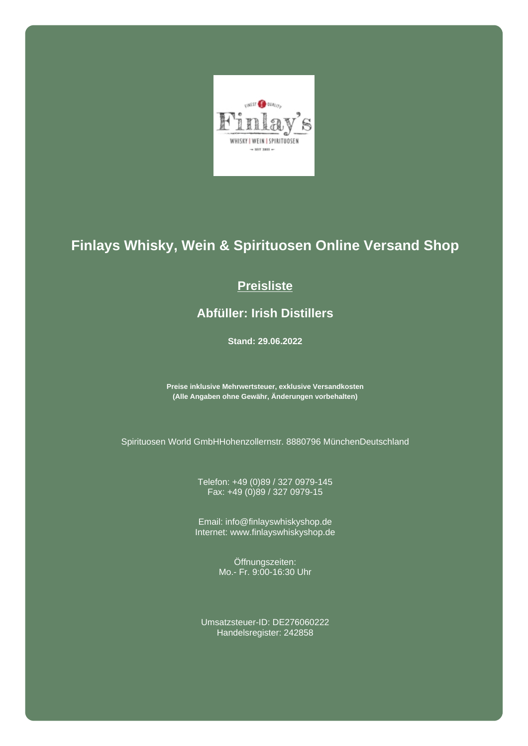# Finlays Whisky, Wein & Spirituosen Online Versand Shop

## Preisliste

## Abfüller: Irish Distillers

**Stand: 29.06.2022**

**Preise inklusive Mehrwertsteuer, exklusive Versandkosten**
**(Alle Angaben ohne Gewähr, Änderungen vorbehalten)**

Spirituosen World GmbHHohenzollernstr. 8880796 MünchenDeutschland

Telefon: +49 (0)89 / 327 0979-145
Fax: +49 (0)89 / 327 0979-15

Email: info@finlayswhiskyshop.de
Internet: www.finlayswhiskyshop.de

Öffnungszeiten:
Mo.- Fr. 9:00-16:30 Uhr

Umsatzsteuer-ID: DE276060222
Handelsregister: 242858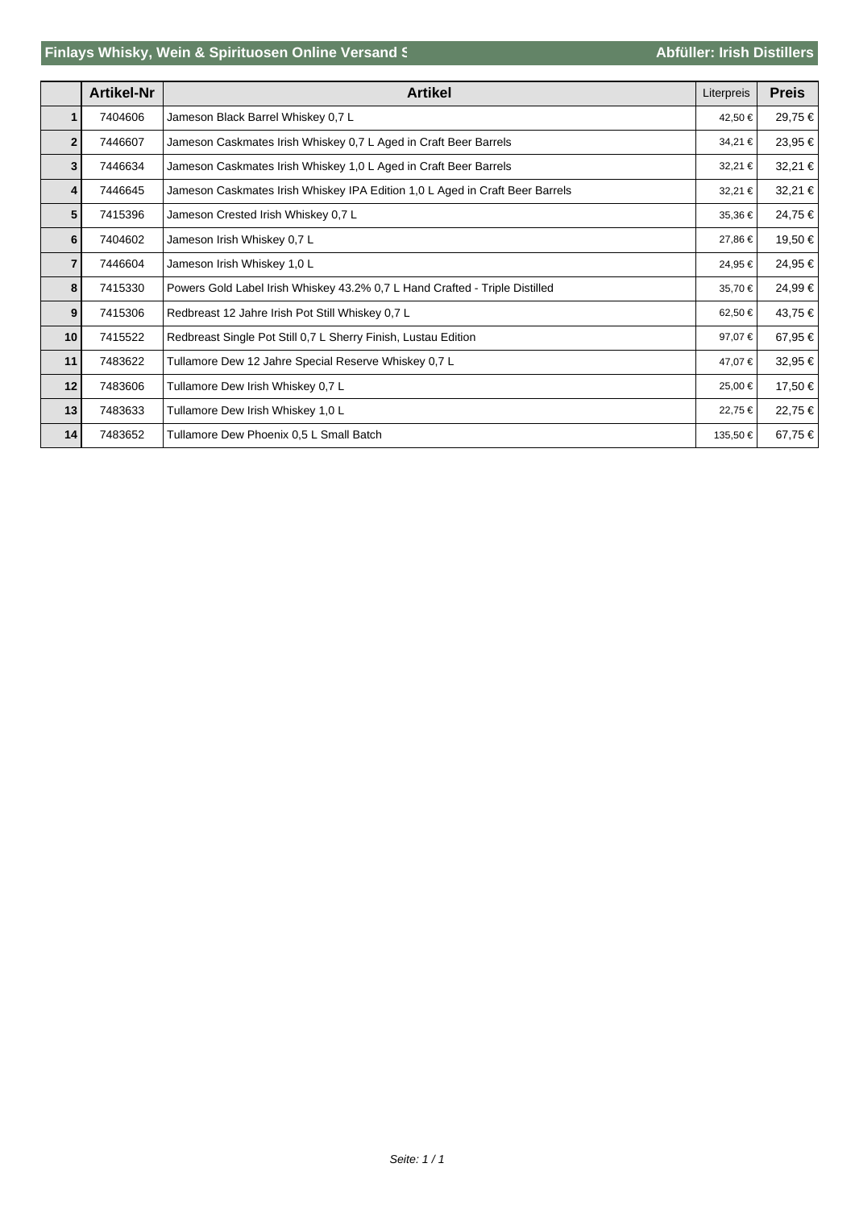**Finlays Whisky, Wein & Spirituosen Online Versand S** **Abfüller: Irish Distillers**

| | Artikel-Nr | Artikel | Literpreis | Preis |
|---|---|---|---|---|
| 1 | 7404606 | Jameson Black Barrel Whiskey 0,7 L | 42,50 € | 29,75 € |
| 2 | 7446607 | Jameson Caskmates Irish Whiskey 0,7 L Aged in Craft Beer Barrels | 34,21 € | 23,95 € |
| 3 | 7446634 | Jameson Caskmates Irish Whiskey 1,0 L Aged in Craft Beer Barrels | 32,21 € | 32,21 € |
| 4 | 7446645 | Jameson Caskmates Irish Whiskey IPA Edition 1,0 L Aged in Craft Beer Barrels | 32,21 € | 32,21 € |
| 5 | 7415396 | Jameson Crested Irish Whiskey 0,7 L | 35,36 € | 24,75 € |
| 6 | 7404602 | Jameson Irish Whiskey 0,7 L | 27,86 € | 19,50 € |
| 7 | 7446604 | Jameson Irish Whiskey 1,0 L | 24,95 € | 24,95 € |
| 8 | 7415330 | Powers Gold Label Irish Whiskey 43.2% 0,7 L Hand Crafted - Triple Distilled | 35,70 € | 24,99 € |
| 9 | 7415306 | Redbreast 12 Jahre Irish Pot Still Whiskey 0,7 L | 62,50 € | 43,75 € |
| 10 | 7415522 | Redbreast Single Pot Still 0,7 L Sherry Finish, Lustau Edition | 97,07 € | 67,95 € |
| 11 | 7483622 | Tullamore Dew 12 Jahre Special Reserve Whiskey 0,7 L | 47,07 € | 32,95 € |
| 12 | 7483606 | Tullamore Dew Irish Whiskey 0,7 L | 25,00 € | 17,50 € |
| 13 | 7483633 | Tullamore Dew Irish Whiskey 1,0 L | 22,75 € | 22,75 € |
| 14 | 7483652 | Tullamore Dew Phoenix 0,5 L Small Batch | 135,50 € | 67,75 € |